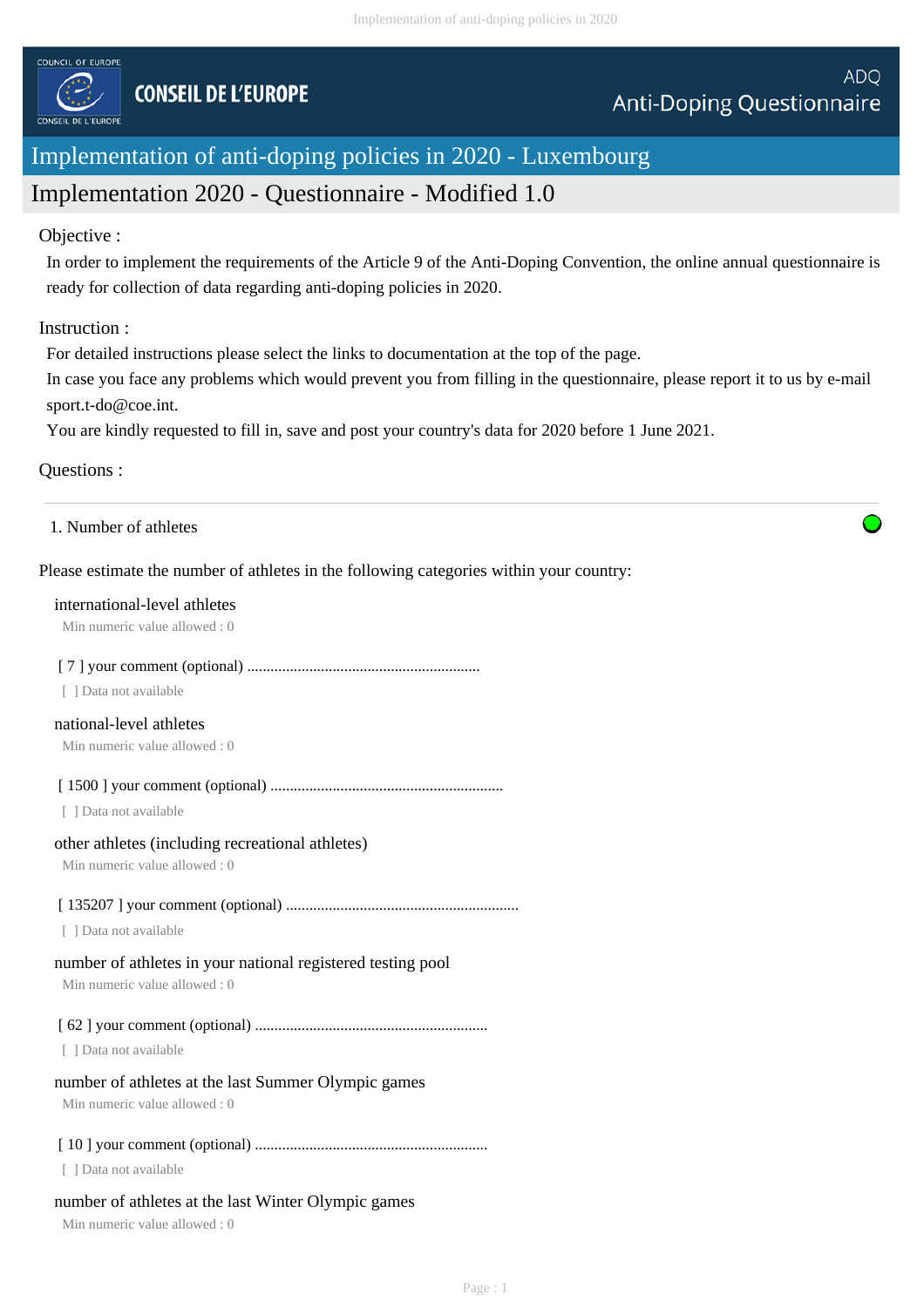COUNCIL OF EUROPE

CONSEIL DE L'EUROPE

ADQ
Anti-Doping Questionnaire

# Implementation of anti-doping policies in 2020 - Luxembourg

## Implementation 2020 - Questionnaire - Modified 1.0

Objective :

In order to implement the requirements of the Article 9 of the Anti-Doping Convention, the online annual questionnaire is ready for collection of data regarding anti-doping policies in 2020.

Instruction :

For detailed instructions please select the links to documentation at the top of the page.
In case you face any problems which would prevent you from filling in the questionnaire, please report it to us by e-mail sport.t-do@coe.int.
You are kindly requested to fill in, save and post your country's data for 2020 before 1 June 2021.

Questions :

---

1. Number of athletes

Please estimate the number of athletes in the following categories within your country:

international-level athletes
Min numeric value allowed : 0

[ 7 ] your comment (optional) ............................................................
[ ] Data not available

national-level athletes
Min numeric value allowed : 0

[ 1500 ] your comment (optional) ............................................................
[ ] Data not available

other athletes (including recreational athletes)
Min numeric value allowed : 0

[ 135207 ] your comment (optional) ............................................................
[ ] Data not available

number of athletes in your national registered testing pool
Min numeric value allowed : 0

[ 62 ] your comment (optional) ............................................................
[ ] Data not available

number of athletes at the last Summer Olympic games
Min numeric value allowed : 0

[ 10 ] your comment (optional) ............................................................
[ ] Data not available

number of athletes at the last Winter Olympic games
Min numeric value allowed : 0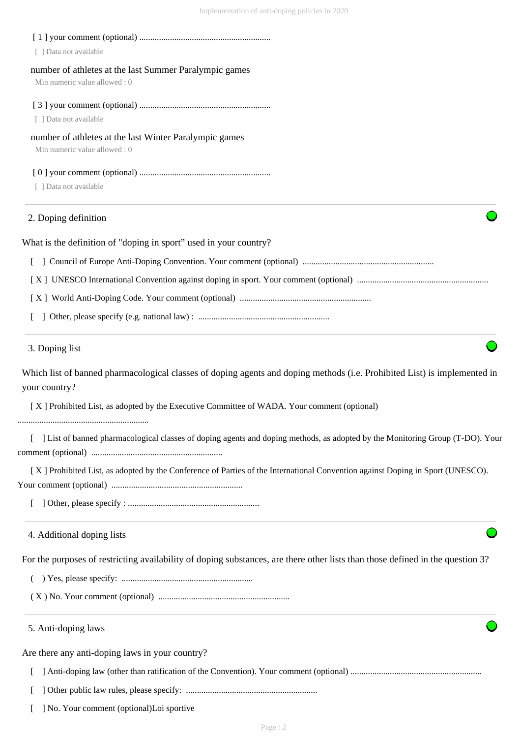[ 1 ] your comment (optional) ............................................................

[ ] Data not available

number of athletes at the last Summer Paralympic games

Min numeric value allowed : 0

[ 3 ] your comment (optional) ............................................................

[ ] Data not available

number of athletes at the last Winter Paralympic games

Min numeric value allowed : 0

[ 0 ] your comment (optional) ............................................................

[ ] Data not available

---

## 2. Doping definition

What is the definition of "doping in sport" used in your country?

[ ] Council of Europe Anti-Doping Convention. Your comment (optional) ............................................................

[ X ] UNESCO International Convention against doping in sport. Your comment (optional) ............................................................

[ X ] World Anti-Doping Code. Your comment (optional) ............................................................

[ ] Other, please specify (e.g. national law) : ............................................................

---

## 3. Doping list

Which list of banned pharmacological classes of doping agents and doping methods (i.e. Prohibited List) is implemented in your country?

[ X ] Prohibited List, as adopted by the Executive Committee of WADA. Your comment (optional) ............................................................

[ ] List of banned pharmacological classes of doping agents and doping methods, as adopted by the Monitoring Group (T-DO). Your comment (optional) ............................................................

[ X ] Prohibited List, as adopted by the Conference of Parties of the International Convention against Doping in Sport (UNESCO). Your comment (optional) ............................................................

[ ] Other, please specify : ............................................................

---

## 4. Additional doping lists

For the purposes of restricting availability of doping substances, are there other lists than those defined in the question 3?

( ) Yes, please specify: ............................................................

( X ) No. Your comment (optional) ............................................................

---

## 5. Anti-doping laws

Are there any anti-doping laws in your country?

[ ] Anti-doping law (other than ratification of the Convention). Your comment (optional) ............................................................

[ ] Other public law rules, please specify: ............................................................

[ ] No. Your comment (optional)Loi sportive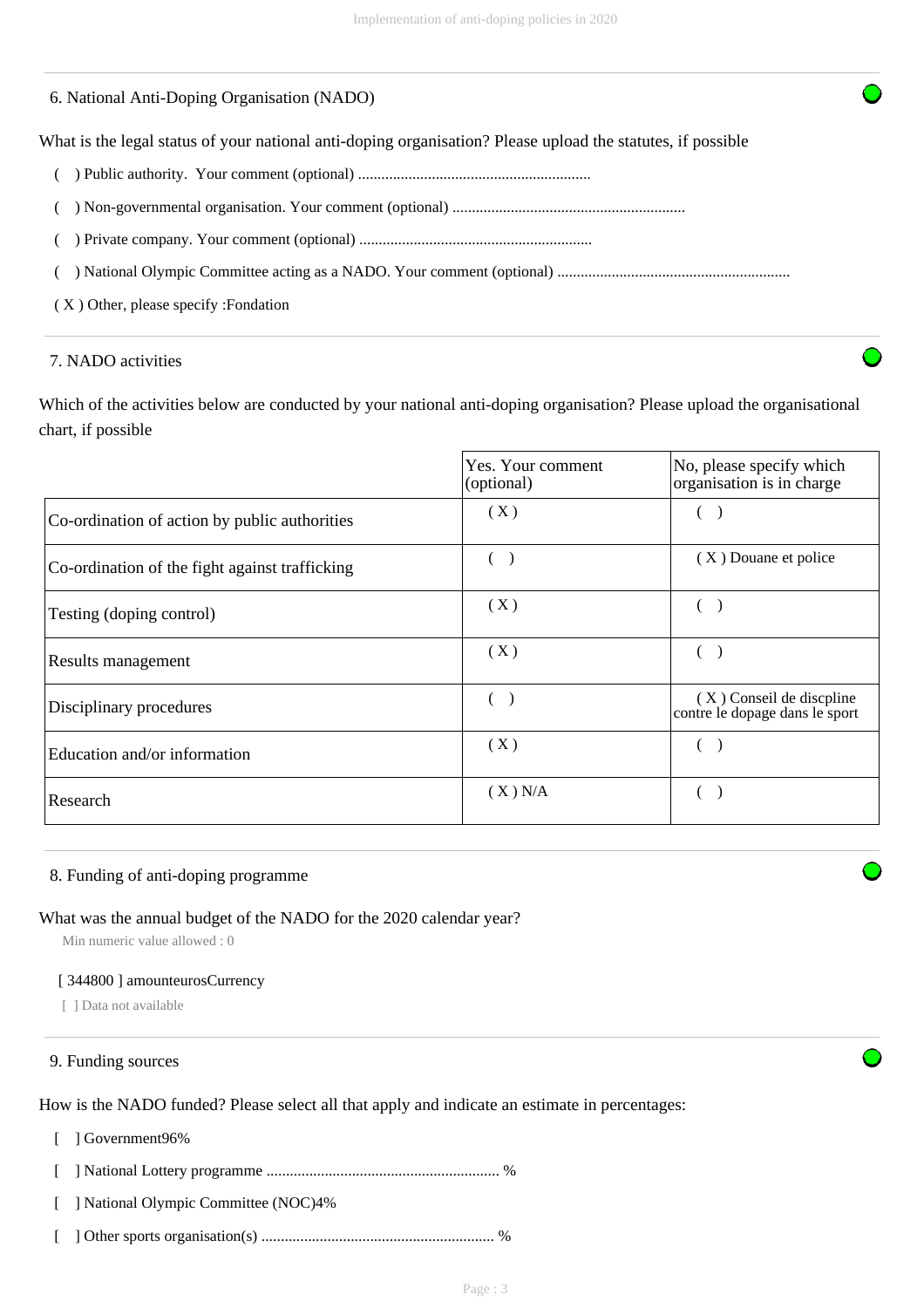## 6. National Anti-Doping Organisation (NADO)

What is the legal status of your national anti-doping organisation? Please upload the statutes, if possible

( ) Public authority. Your comment (optional) ...........................................................

( ) Non-governmental organisation. Your comment (optional) ...........................................................

( ) Private company. Your comment (optional) ...........................................................

( ) National Olympic Committee acting as a NADO. Your comment (optional) ...........................................................

( X ) Other, please specify :Fondation

## 7. NADO activities

Which of the activities below are conducted by your national anti-doping organisation? Please upload the organisational chart, if possible

| | Yes. Your comment (optional) | No, please specify which organisation is in charge |
|---|---|---|
| Co-ordination of action by public authorities | ( X ) | ( ) |
| Co-ordination of the fight against trafficking | ( ) | ( X ) Douane et police |
| Testing (doping control) | ( X ) | ( ) |
| Results management | ( X ) | ( ) |
| Disciplinary procedures | ( ) | ( X ) Conseil de discpline contre le dopage dans le sport |
| Education and/or information | ( X ) | ( ) |
| Research | ( X ) N/A | ( ) |

## 8. Funding of anti-doping programme

What was the annual budget of the NADO for the 2020 calendar year?

Min numeric value allowed : 0

[ 344800 ] amounteurosCurrency

[ ] Data not available

## 9. Funding sources

How is the NADO funded? Please select all that apply and indicate an estimate in percentages:

[ ] Government96%

[ ] National Lottery programme ........................................................... %

[ ] National Olympic Committee (NOC)4%

[ ] Other sports organisation(s) ........................................................... %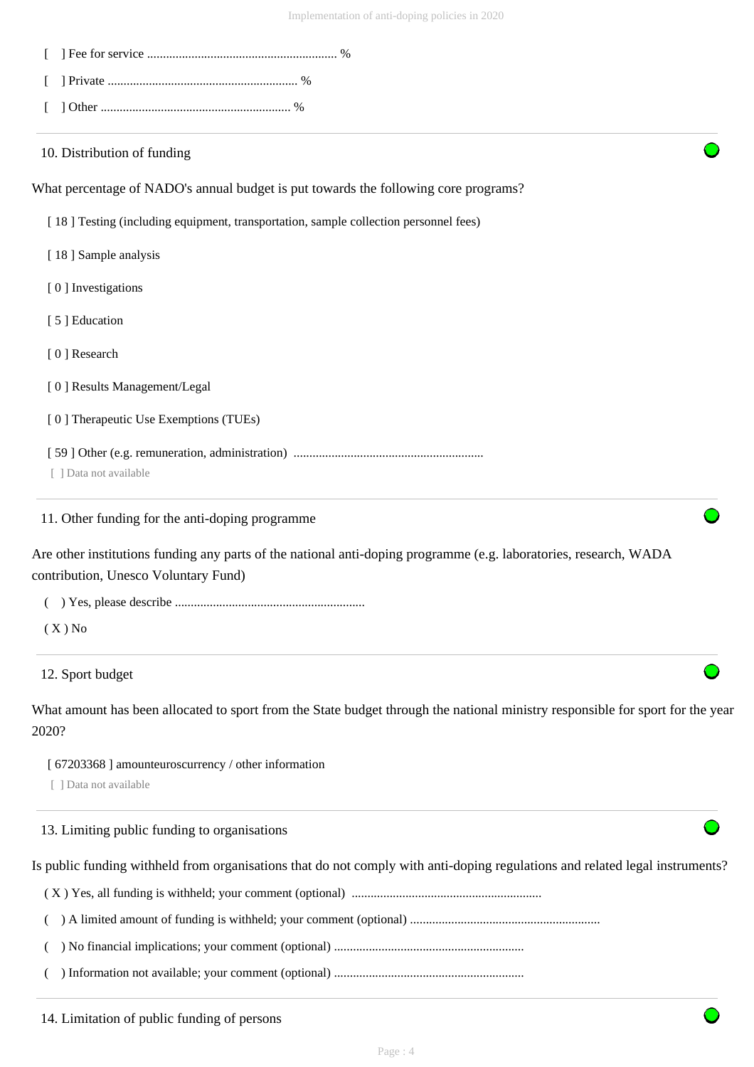[ ] Fee for service ........................................................... %

[ ] Private ........................................................... %

[ ] Other ........................................................... %

---

10. Distribution of funding

What percentage of NADO's annual budget is put towards the following core programs?

[ 18 ] Testing (including equipment, transportation, sample collection personnel fees)

[ 18 ] Sample analysis

[ 0 ] Investigations

[ 5 ] Education

[ 0 ] Research

[ 0 ] Results Management/Legal

[ 0 ] Therapeutic Use Exemptions (TUEs)

[ 59 ] Other (e.g. remuneration, administration) ...........................................................

[ ] Data not available

---

11. Other funding for the anti-doping programme

Are other institutions funding any parts of the national anti-doping programme (e.g. laboratories, research, WADA contribution, Unesco Voluntary Fund)

( ) Yes, please describe ...........................................................

( X ) No

---

12. Sport budget

What amount has been allocated to sport from the State budget through the national ministry responsible for sport for the year 2020?

[ 67203368 ] amounteuroscurrency / other information

[ ] Data not available

---

13. Limiting public funding to organisations

Is public funding withheld from organisations that do not comply with anti-doping regulations and related legal instruments?

( X ) Yes, all funding is withheld; your comment (optional) ...........................................................

( ) A limited amount of funding is withheld; your comment (optional) ...........................................................

( ) No financial implications; your comment (optional) ...........................................................

( ) Information not available; your comment (optional) ...........................................................

---

14. Limitation of public funding of persons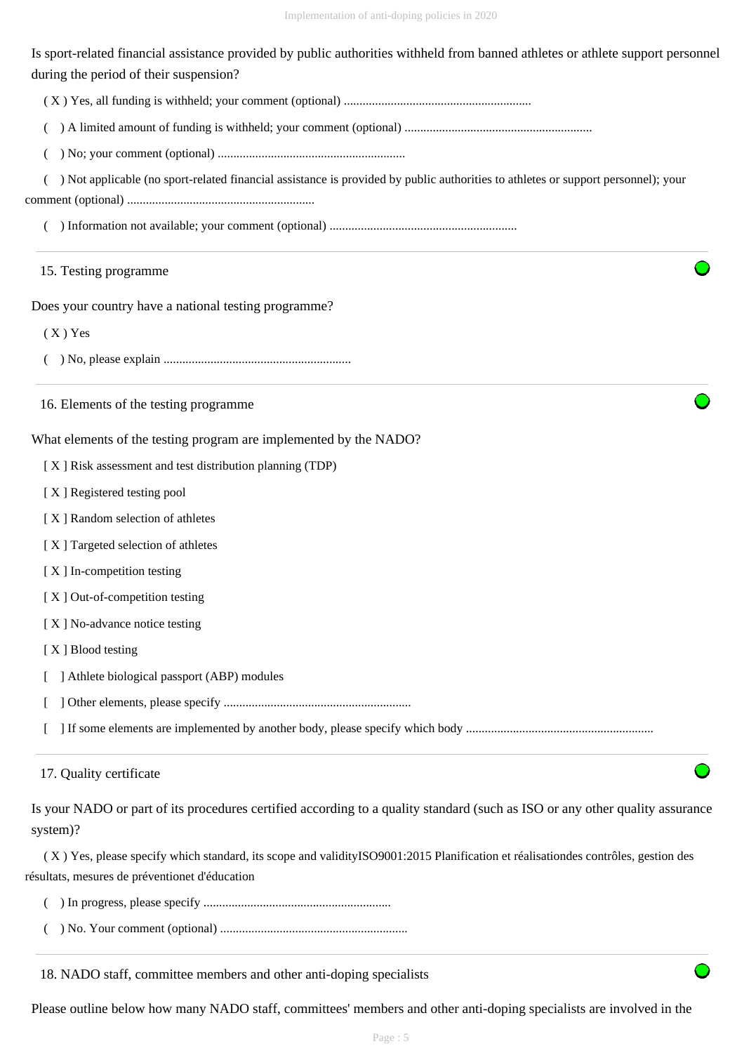Is sport-related financial assistance provided by public authorities withheld from banned athletes or athlete support personnel during the period of their suspension?

( X ) Yes, all funding is withheld; your comment (optional) ............................................................

(   ) A limited amount of funding is withheld; your comment (optional) ............................................................

(   ) No; your comment (optional) ............................................................

(   ) Not applicable (no sport-related financial assistance is provided by public authorities to athletes or support personnel); your comment (optional) ............................................................

(   ) Information not available; your comment (optional) ............................................................

## 15. Testing programme

Does your country have a national testing programme?

( X ) Yes

(   ) No, please explain ............................................................

## 16. Elements of the testing programme

What elements of the testing program are implemented by the NADO?

[ X ] Risk assessment and test distribution planning (TDP)

[ X ] Registered testing pool

[ X ] Random selection of athletes

[ X ] Targeted selection of athletes

[ X ] In-competition testing

[ X ] Out-of-competition testing

[ X ] No-advance notice testing

[ X ] Blood testing

[   ] Athlete biological passport (ABP) modules

[   ] Other elements, please specify ............................................................

[   ] If some elements are implemented by another body, please specify which body ............................................................

## 17. Quality certificate

Is your NADO or part of its procedures certified according to a quality standard (such as ISO or any other quality assurance system)?

( X ) Yes, please specify which standard, its scope and validityISO9001:2015 Planification et réalisationdes contrôles, gestion des résultats, mesures de préventionet d'éducation

(   ) In progress, please specify ............................................................

(   ) No. Your comment (optional) ............................................................

## 18. NADO staff, committee members and other anti-doping specialists

Please outline below how many NADO staff, committees' members and other anti-doping specialists are involved in the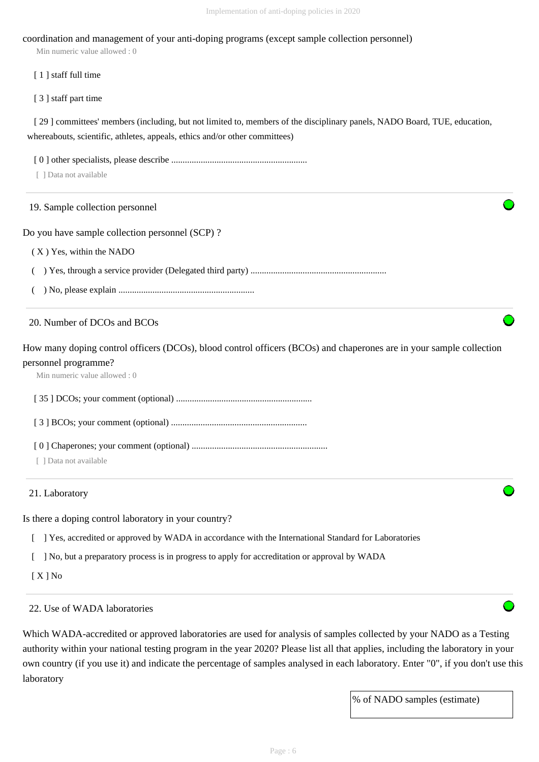coordination and management of your anti-doping programs (except sample collection personnel)

Min numeric value allowed : 0

[ 1 ] staff full time

[ 3 ] staff part time

[ 29 ] committees' members (including, but not limited to, members of the disciplinary panels, NADO Board, TUE, education, whereabouts, scientific, athletes, appeals, ethics and/or other committees)

[ 0 ] other specialists, please describe ............................................................

[ ] Data not available

19. Sample collection personnel

Do you have sample collection personnel (SCP) ?

( X ) Yes, within the NADO

( ) Yes, through a service provider (Delegated third party) ............................................................

( ) No, please explain ............................................................

20. Number of DCOs and BCOs

How many doping control officers (DCOs), blood control officers (BCOs) and chaperones are in your sample collection personnel programme?

Min numeric value allowed : 0

[ 35 ] DCOs; your comment (optional) ............................................................

[ 3 ] BCOs; your comment (optional) ............................................................

[ 0 ] Chaperones; your comment (optional) ............................................................

[ ] Data not available

21. Laboratory

Is there a doping control laboratory in your country?

[ ] Yes, accredited or approved by WADA in accordance with the International Standard for Laboratories

[ ] No, but a preparatory process is in progress to apply for accreditation or approval by WADA

[ X ] No

22. Use of WADA laboratories

Which WADA-accredited or approved laboratories are used for analysis of samples collected by your NADO as a Testing authority within your national testing program in the year 2020? Please list all that applies, including the laboratory in your own country (if you use it) and indicate the percentage of samples analysed in each laboratory. Enter "0", if you don't use this laboratory

| % of NADO samples (estimate) |
| --- |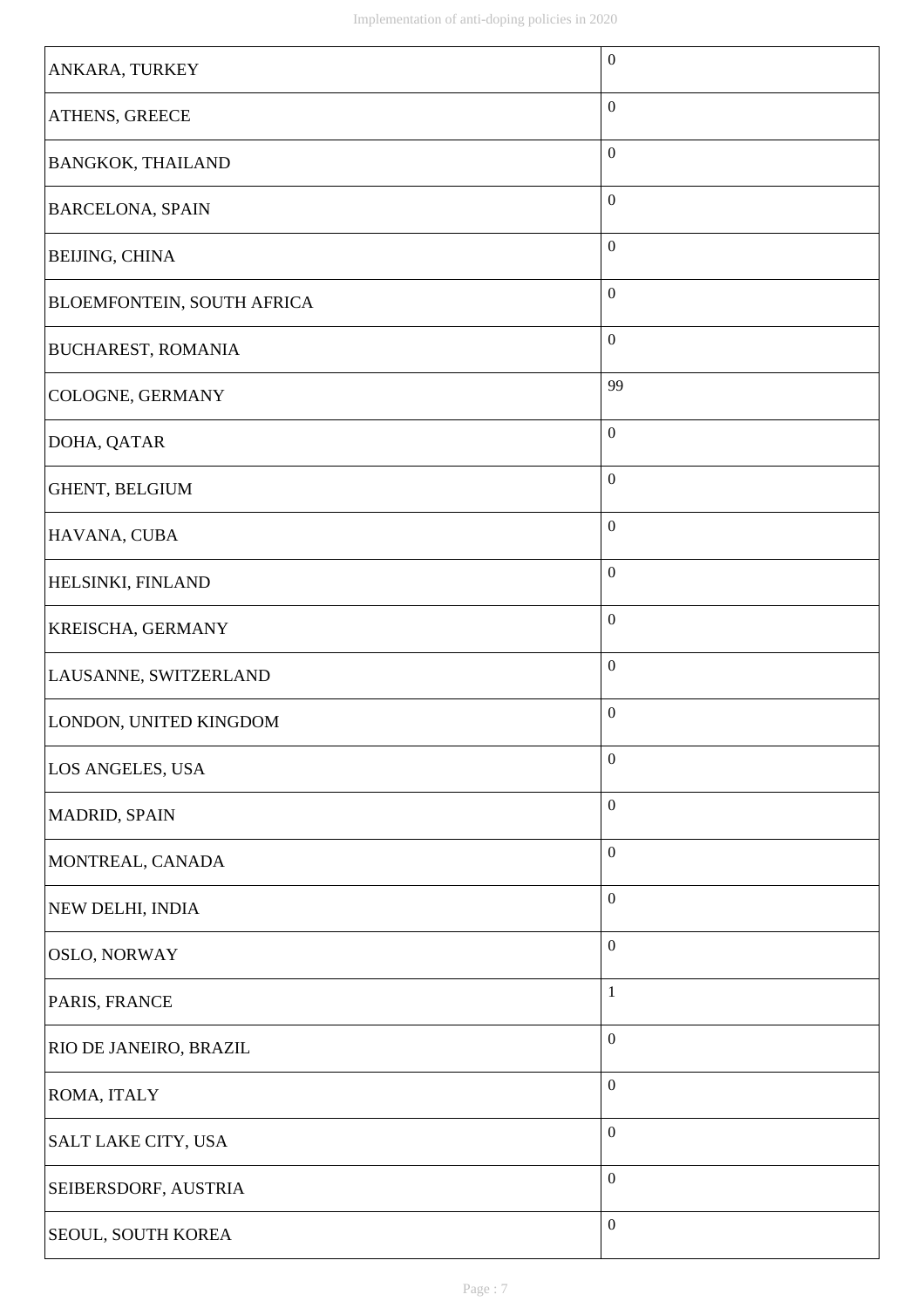| | |
|---|---|
| ANKARA, TURKEY | 0 |
| ATHENS, GREECE | 0 |
| BANGKOK, THAILAND | 0 |
| BARCELONA, SPAIN | 0 |
| BEIJING, CHINA | 0 |
| BLOEMFONTEIN, SOUTH AFRICA | 0 |
| BUCHAREST, ROMANIA | 0 |
| COLOGNE, GERMANY | 99 |
| DOHA, QATAR | 0 |
| GHENT, BELGIUM | 0 |
| HAVANA, CUBA | 0 |
| HELSINKI, FINLAND | 0 |
| KREISCHA, GERMANY | 0 |
| LAUSANNE, SWITZERLAND | 0 |
| LONDON, UNITED KINGDOM | 0 |
| LOS ANGELES, USA | 0 |
| MADRID, SPAIN | 0 |
| MONTREAL, CANADA | 0 |
| NEW DELHI, INDIA | 0 |
| OSLO, NORWAY | 0 |
| PARIS, FRANCE | 1 |
| RIO DE JANEIRO, BRAZIL | 0 |
| ROMA, ITALY | 0 |
| SALT LAKE CITY, USA | 0 |
| SEIBERSDORF, AUSTRIA | 0 |
| SEOUL, SOUTH KOREA | 0 |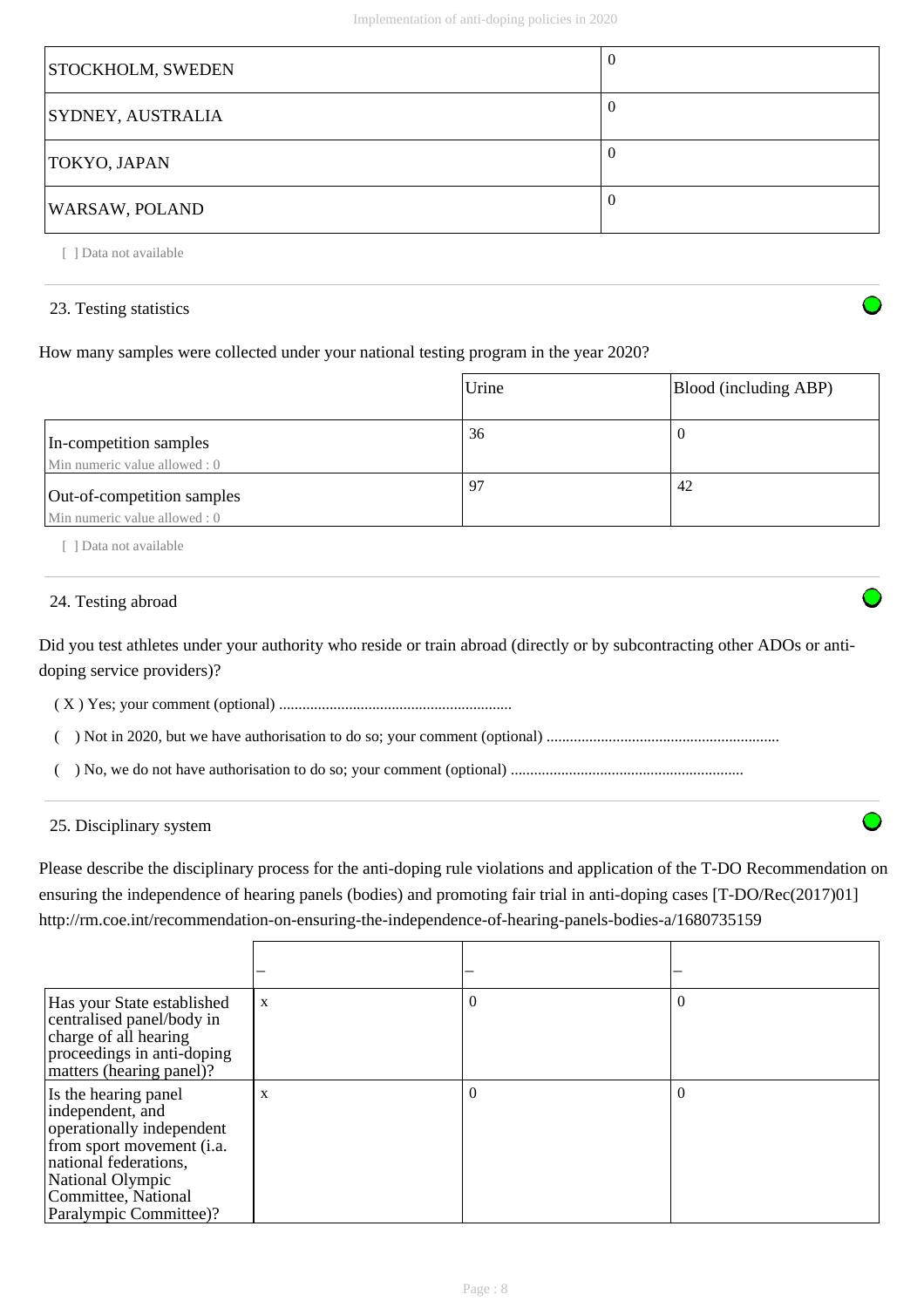| STOCKHOLM, SWEDEN | 0 |
| --- | --- |
| SYDNEY, AUSTRALIA | 0 |
| TOKYO, JAPAN | 0 |
| WARSAW, POLAND | 0 |

[ ] Data not available

23. Testing statistics

How many samples were collected under your national testing program in the year 2020?

| | Urine | Blood (including ABP) |
| --- | --- | --- |
| In-competition samples<br>Min numeric value allowed : 0 | 36 | 0 |
| Out-of-competition samples<br>Min numeric value allowed : 0 | 97 | 42 |

[ ] Data not available

24. Testing abroad

Did you test athletes under your authority who reside or train abroad (directly or by subcontracting other ADOs or anti-doping service providers)?

( X ) Yes; your comment (optional) ............................................................

(   ) Not in 2020, but we have authorisation to do so; your comment (optional) ............................................................

(   ) No, we do not have authorisation to do so; your comment (optional) ............................................................

25. Disciplinary system

Please describe the disciplinary process for the anti-doping rule violations and application of the T-DO Recommendation on ensuring the independence of hearing panels (bodies) and promoting fair trial in anti-doping cases [T-DO/Rec(2017)01] http://rm.coe.int/recommendation-on-ensuring-the-independence-of-hearing-panels-bodies-a/1680735159

| | – | – | – |
| --- | --- | --- | --- |
| Has your State established centralised panel/body in charge of all hearing proceedings in anti-doping matters (hearing panel)? | x | 0 | 0 |
| Is the hearing panel independent, and operationally independent from sport movement (i.a. national federations, National Olympic Committee, National Paralympic Committee)? | x | 0 | 0 |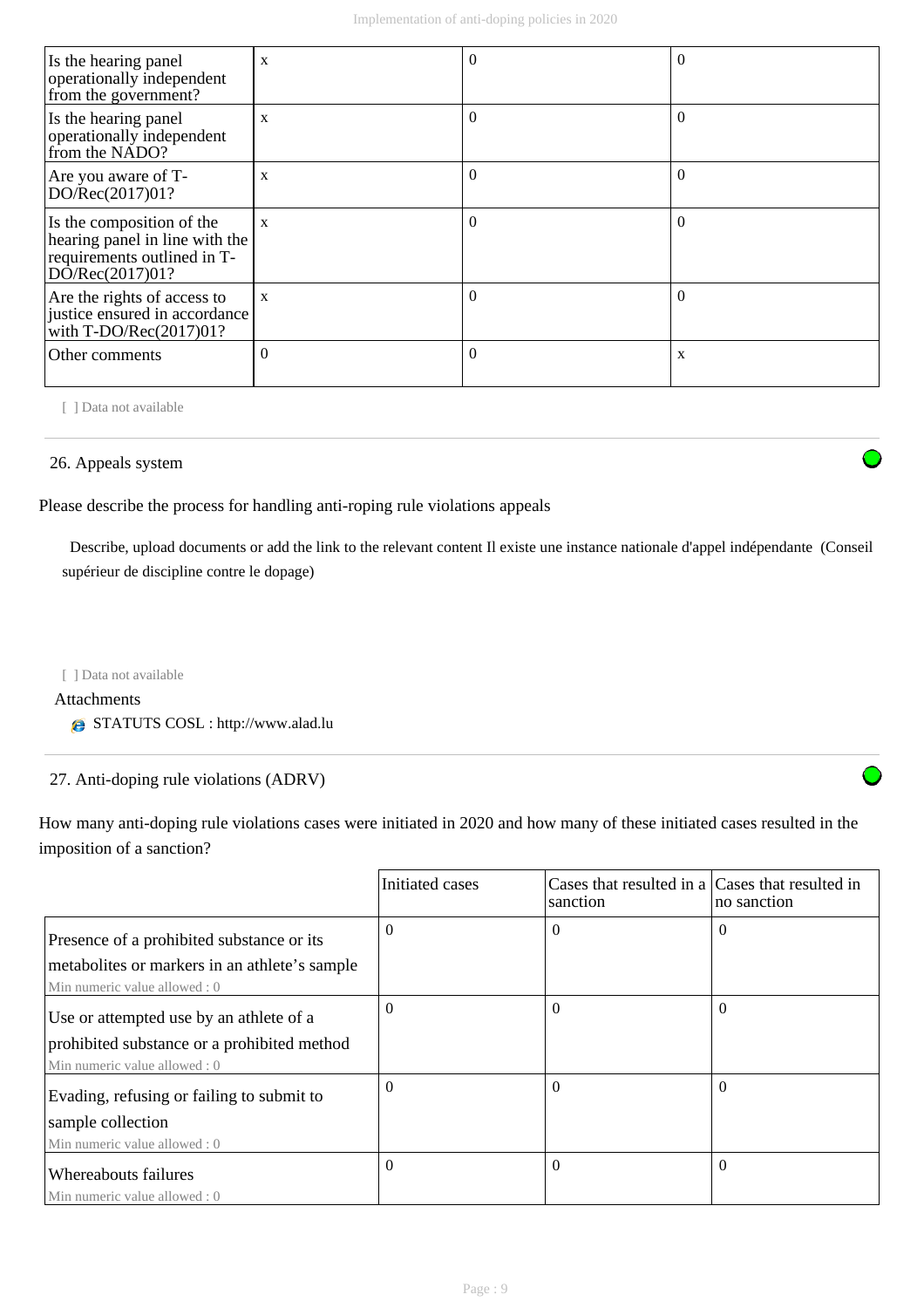| | | | |
|---|---|---|---|
| Is the hearing panel operationally independent from the government? | x | 0 | 0 |
| Is the hearing panel operationally independent from the NADO? | x | 0 | 0 |
| Are you aware of T-DO/Rec(2017)01? | x | 0 | 0 |
| Is the composition of the hearing panel in line with the requirements outlined in T-DO/Rec(2017)01? | x | 0 | 0 |
| Are the rights of access to justice ensured in accordance with T-DO/Rec(2017)01? | x | 0 | 0 |
| Other comments | 0 | 0 | x |

[ ] Data not available

## 26. Appeals system

Please describe the process for handling anti-roping rule violations appeals

Describe, upload documents or add the link to the relevant content Il existe une instance nationale d'appel indépendante (Conseil supérieur de discipline contre le dopage)

[ ] Data not available

Attachments

STATUTS COSL : http://www.alad.lu

## 27. Anti-doping rule violations (ADRV)

How many anti-doping rule violations cases were initiated in 2020 and how many of these initiated cases resulted in the imposition of a sanction?

| | Initiated cases | Cases that resulted in a sanction | Cases that resulted in no sanction |
|---|---|---|---|
| Presence of a prohibited substance or its metabolites or markers in an athlete's sample<br>Min numeric value allowed : 0 | 0 | 0 | 0 |
| Use or attempted use by an athlete of a prohibited substance or a prohibited method<br>Min numeric value allowed : 0 | 0 | 0 | 0 |
| Evading, refusing or failing to submit to sample collection<br>Min numeric value allowed : 0 | 0 | 0 | 0 |
| Whereabouts failures<br>Min numeric value allowed : 0 | 0 | 0 | 0 |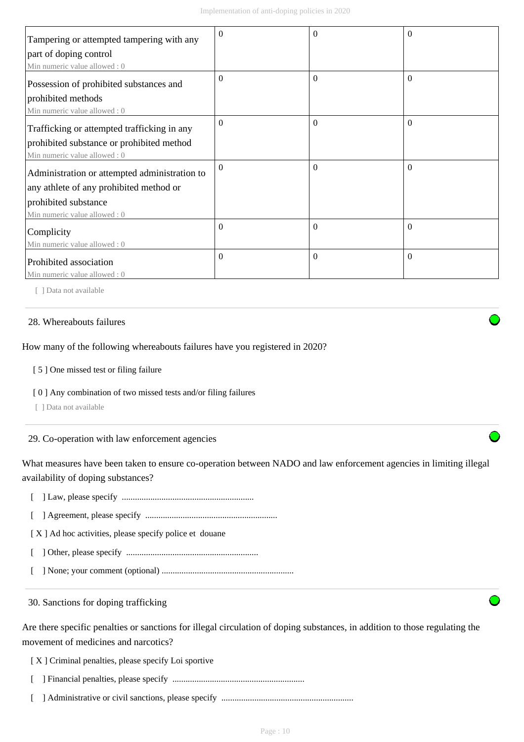| | | | |
|---|---|---|---|
| Tampering or attempted tampering with any part of doping control<br>Min numeric value allowed : 0 | 0 | 0 | 0 |
| Possession of prohibited substances and prohibited methods<br>Min numeric value allowed : 0 | 0 | 0 | 0 |
| Trafficking or attempted trafficking in any prohibited substance or prohibited method<br>Min numeric value allowed : 0 | 0 | 0 | 0 |
| Administration or attempted administration to any athlete of any prohibited method or prohibited substance<br>Min numeric value allowed : 0 | 0 | 0 | 0 |
| Complicity<br>Min numeric value allowed : 0 | 0 | 0 | 0 |
| Prohibited association<br>Min numeric value allowed : 0 | 0 | 0 | 0 |

[ ] Data not available

## 28. Whereabouts failures

How many of the following whereabouts failures have you registered in 2020?

[ 5 ] One missed test or filing failure

[ 0 ] Any combination of two missed tests and/or filing failures

[ ] Data not available

## 29. Co-operation with law enforcement agencies

What measures have been taken to ensure co-operation between NADO and law enforcement agencies in limiting illegal availability of doping substances?

[ ] Law, please specify ............................................................

[ ] Agreement, please specify ............................................................

[ X ] Ad hoc activities, please specify police et douane

[ ] Other, please specify ............................................................

[ ] None; your comment (optional) ............................................................

## 30. Sanctions for doping trafficking

Are there specific penalties or sanctions for illegal circulation of doping substances, in addition to those regulating the movement of medicines and narcotics?

[ X ] Criminal penalties, please specify Loi sportive

[ ] Financial penalties, please specify ............................................................

[ ] Administrative or civil sanctions, please specify ............................................................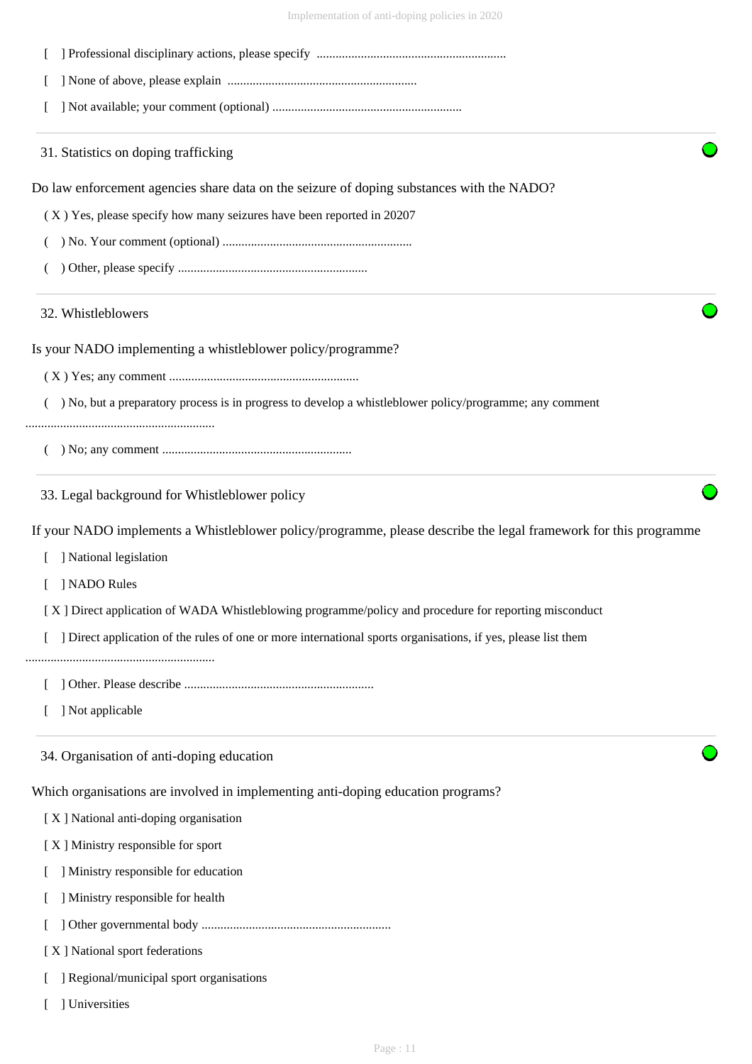[ ] Professional disciplinary actions, please specify ............................................................

[ ] None of above, please explain ............................................................

[ ] Not available; your comment (optional) ............................................................

## 31. Statistics on doping trafficking

Do law enforcement agencies share data on the seizure of doping substances with the NADO?

( X ) Yes, please specify how many seizures have been reported in 20207

( ) No. Your comment (optional) ............................................................

( ) Other, please specify ............................................................

## 32. Whistleblowers

Is your NADO implementing a whistleblower policy/programme?

( X ) Yes; any comment ............................................................

( ) No, but a preparatory process is in progress to develop a whistleblower policy/programme; any comment ............................................................

( ) No; any comment ............................................................

## 33. Legal background for Whistleblower policy

If your NADO implements a Whistleblower policy/programme, please describe the legal framework for this programme

[ ] National legislation

[ ] NADO Rules

[ X ] Direct application of WADA Whistleblowing programme/policy and procedure for reporting misconduct

[ ] Direct application of the rules of one or more international sports organisations, if yes, please list them ............................................................

[ ] Other. Please describe ............................................................

[ ] Not applicable

## 34. Organisation of anti-doping education

Which organisations are involved in implementing anti-doping education programs?

[ X ] National anti-doping organisation

[ X ] Ministry responsible for sport

[ ] Ministry responsible for education

[ ] Ministry responsible for health

[ ] Other governmental body ............................................................

[ X ] National sport federations

[ ] Regional/municipal sport organisations

[ ] Universities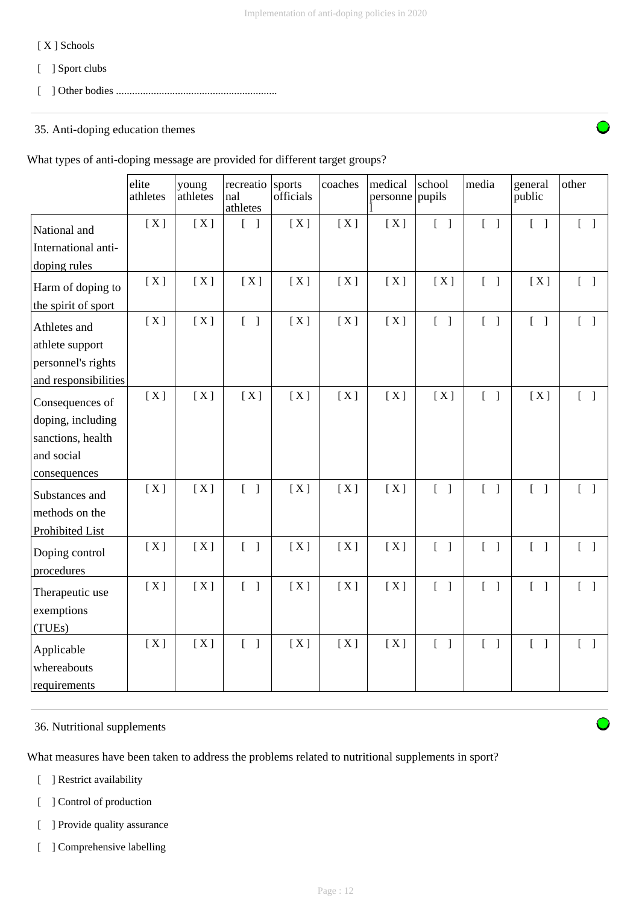[ X ] Schools

[ ] Sport clubs

[ ] Other bodies ............................................................

35. Anti-doping education themes

What types of anti-doping message are provided for different target groups?

| | elite athletes | young athletes | recreational athletes | sports officials | coaches | medical personnel | school pupils | media | general public | other |
|---|---|---|---|---|---|---|---|---|---|---|
| National and International anti-doping rules | [ X ] | [ X ] | [ ] | [ X ] | [ X ] | [ X ] | [ ] | [ ] | [ ] | [ ] |
| Harm of doping to the spirit of sport | [ X ] | [ X ] | [ X ] | [ X ] | [ X ] | [ X ] | [ X ] | [ ] | [ X ] | [ ] |
| Athletes and athlete support personnel's rights and responsibilities | [ X ] | [ X ] | [ ] | [ X ] | [ X ] | [ X ] | [ ] | [ ] | [ ] | [ ] |
| Consequences of doping, including sanctions, health and social consequences | [ X ] | [ X ] | [ X ] | [ X ] | [ X ] | [ X ] | [ X ] | [ ] | [ X ] | [ ] |
| Substances and methods on the Prohibited List | [ X ] | [ X ] | [ ] | [ X ] | [ X ] | [ X ] | [ ] | [ ] | [ ] | [ ] |
| Doping control procedures | [ X ] | [ X ] | [ ] | [ X ] | [ X ] | [ X ] | [ ] | [ ] | [ ] | [ ] |
| Therapeutic use exemptions (TUEs) | [ X ] | [ X ] | [ ] | [ X ] | [ X ] | [ X ] | [ ] | [ ] | [ ] | [ ] |
| Applicable whereabouts requirements | [ X ] | [ X ] | [ ] | [ X ] | [ X ] | [ X ] | [ ] | [ ] | [ ] | [ ] |

36. Nutritional supplements

What measures have been taken to address the problems related to nutritional supplements in sport?

[ ] Restrict availability

[ ] Control of production

[ ] Provide quality assurance

[ ] Comprehensive labelling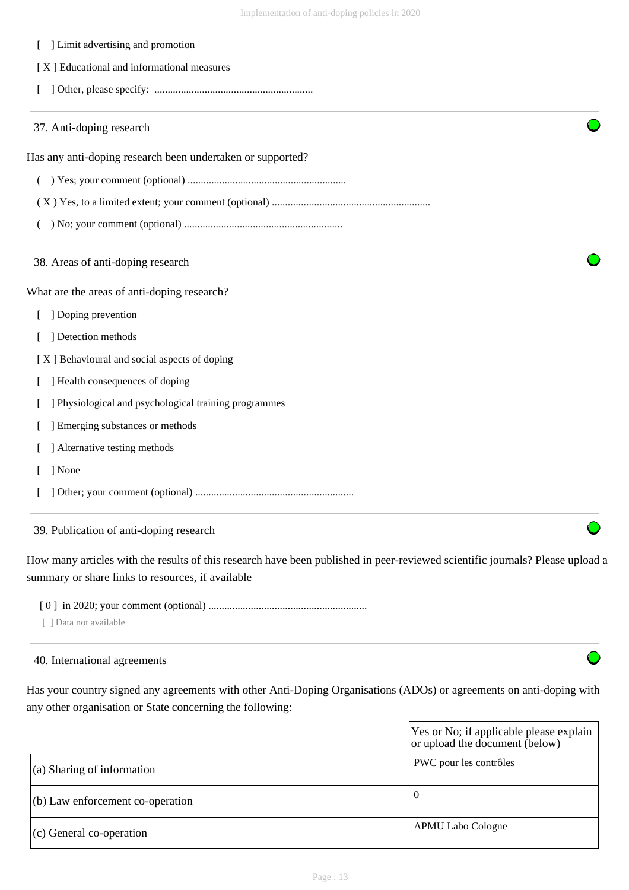[ ] Limit advertising and promotion

[ X ] Educational and informational measures

[ ] Other, please specify: ............................................................

## 37. Anti-doping research

Has any anti-doping research been undertaken or supported?

( ) Yes; your comment (optional) ............................................................

( X ) Yes, to a limited extent; your comment (optional) ............................................................

( ) No; your comment (optional) ............................................................

## 38. Areas of anti-doping research

What are the areas of anti-doping research?

[ ] Doping prevention

[ ] Detection methods

[ X ] Behavioural and social aspects of doping

[ ] Health consequences of doping

[ ] Physiological and psychological training programmes

[ ] Emerging substances or methods

[ ] Alternative testing methods

[ ] None

[ ] Other; your comment (optional) ............................................................

## 39. Publication of anti-doping research

How many articles with the results of this research have been published in peer-reviewed scientific journals? Please upload a summary or share links to resources, if available

[ 0 ] in 2020; your comment (optional) ............................................................

[ ] Data not available

## 40. International agreements

Has your country signed any agreements with other Anti-Doping Organisations (ADOs) or agreements on anti-doping with any other organisation or State concerning the following:

| | Yes or No; if applicable please explain or upload the document (below) |
|---|---|
| (a) Sharing of information | PWC pour les contrôles |
| (b) Law enforcement co-operation | 0 |
| (c) General co-operation | APMU Labo Cologne |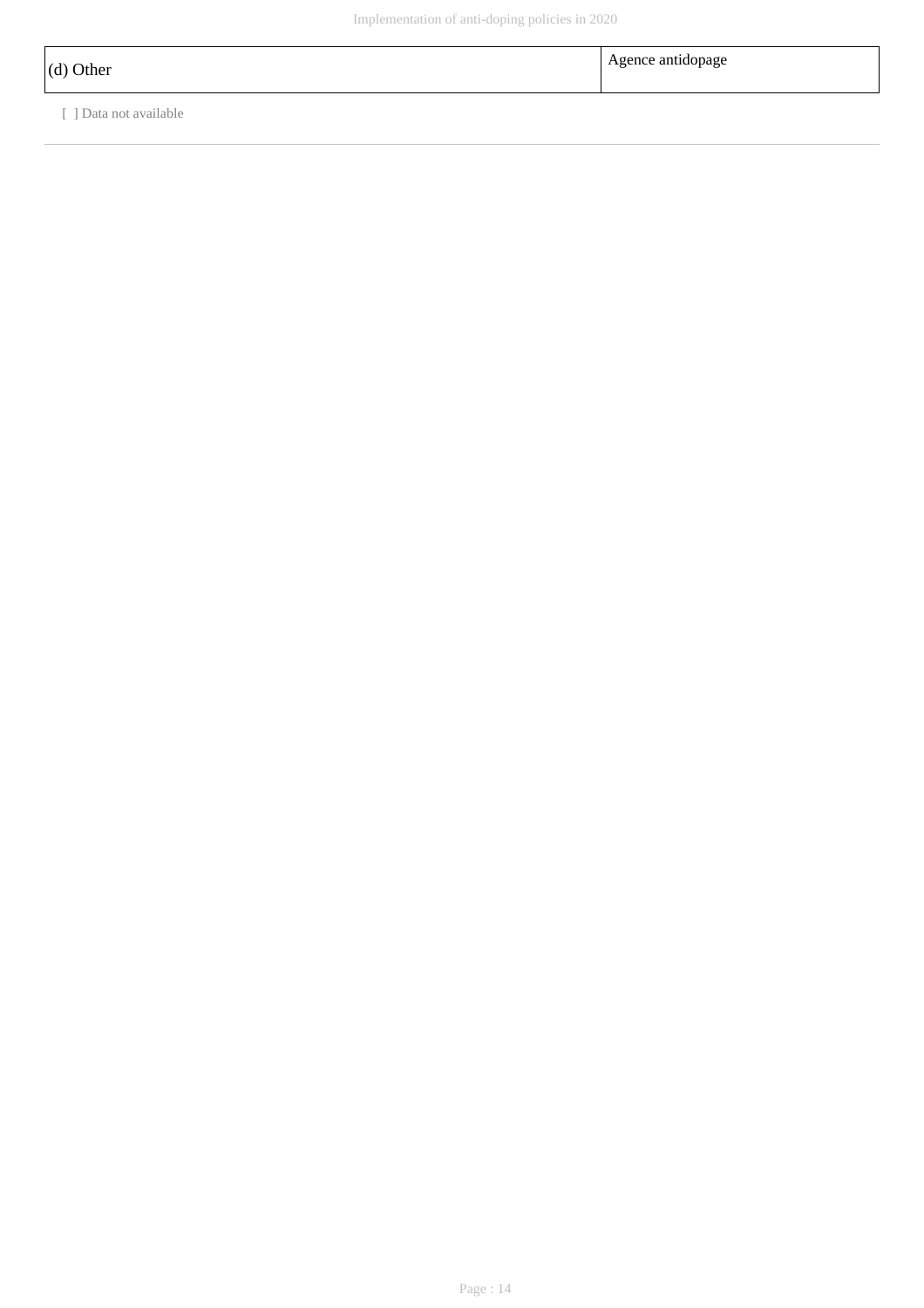| | |
|---|---|
| (d) Other | Agence antidopage |

[ ] Data not available